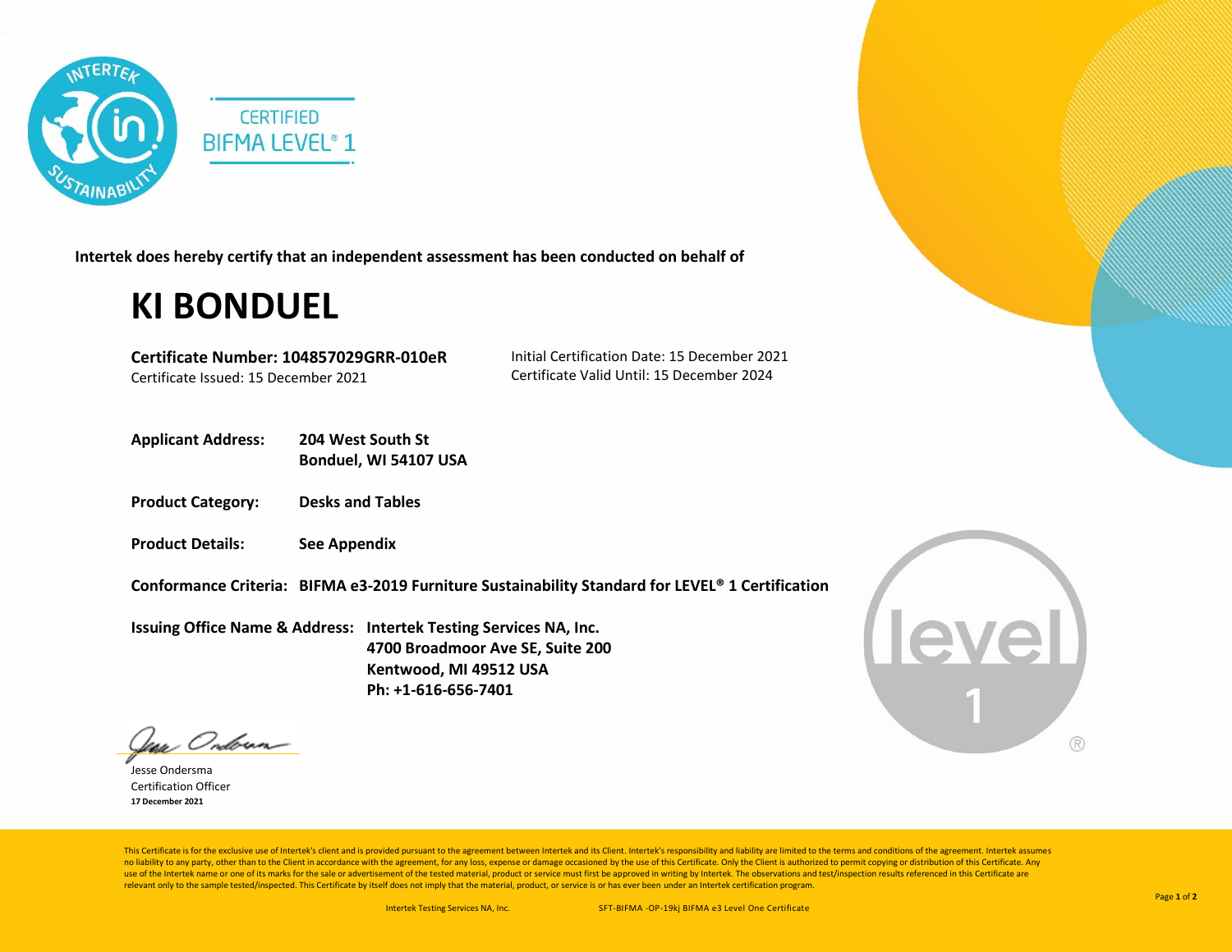CERTIFIED
BIFMA LEVEL® 1

**Intertek does hereby certify that an independent assessment has been conducted on behalf of**

# KI BONDUEL

**Certificate Number: 104857029GRR-010eR**
Certificate Issued: 15 December 2021

Initial Certification Date: 15 December 2021
Certificate Valid Until: 15 December 2024

**Applicant Address:** **204 West South St**
**Bonduel, WI 54107 USA**

**Product Category:** **Desks and Tables**

**Product Details:** **See Appendix**

**Conformance Criteria:** **BIFMA e3-2019 Furniture Sustainability Standard for LEVEL® 1 Certification**

**Issuing Office Name & Address:** **Intertek Testing Services NA, Inc.**
**4700 Broadmoor Ave SE, Suite 200**
**Kentwood, MI 49512 USA**
**Ph: +1-616-656-7401**

Jesse Ondersma
Certification Officer
**17 December 2021**

This Certificate is for the exclusive use of Intertek's client and is provided pursuant to the agreement between Intertek and its Client. Intertek's responsibility and liability are limited to the terms and conditions of the agreement. Intertek assumes no liability to any party, other than to the Client in accordance with the agreement, for any loss, expense or damage occasioned by the use of this Certificate. Only the Client is authorized to permit copying or distribution of this Certificate. Any use of the Intertek name or one of its marks for the sale or advertisement of the tested material, product or service must first be approved in writing by Intertek. The observations and test/inspection results referenced in this Certificate are relevant only to the sample tested/inspected. This Certificate by itself does not imply that the material, product, or service is or has ever been under an Intertek certification program.

Intertek Testing Services NA, Inc. SFT-BIFMA -OP-19kj BIFMA e3 Level One Certificate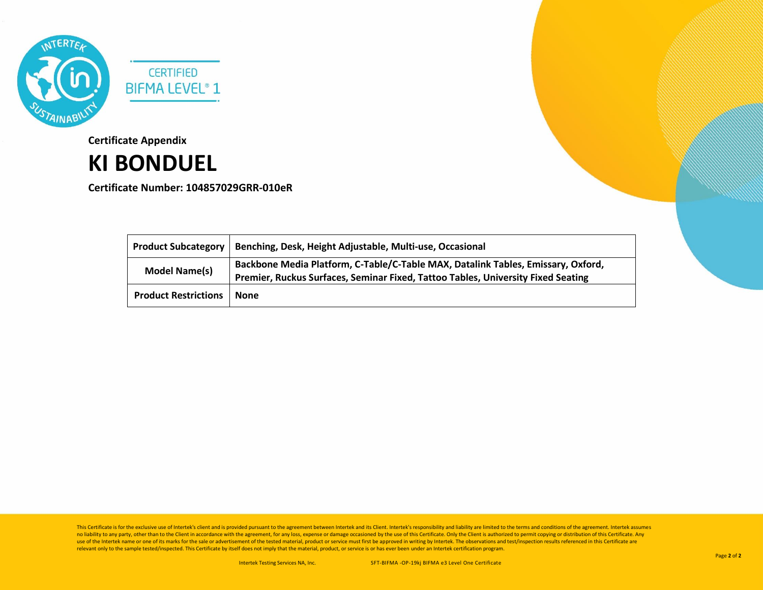CERTIFIED
BIFMA LEVEL® 1

**Certificate Appendix**

# KI BONDUEL

**Certificate Number: 104857029GRR-010eR**

| | |
|---|---|
| **Product Subcategory** | **Benching, Desk, Height Adjustable, Multi-use, Occasional** |
| **Model Name(s)** | **Backbone Media Platform, C-Table/C-Table MAX, Datalink Tables, Emissary, Oxford, Premier, Ruckus Surfaces, Seminar Fixed, Tattoo Tables, University Fixed Seating** |
| **Product Restrictions** | **None** |

This Certificate is for the exclusive use of Intertek's client and is provided pursuant to the agreement between Intertek and its Client. Intertek's responsibility and liability are limited to the terms and conditions of the agreement. Intertek assumes no liability to any party, other than to the Client in accordance with the agreement, for any loss, expense or damage occasioned by the use of this Certificate. Only the Client is authorized to permit copying or distribution of this Certificate. Any use of the Intertek name or one of its marks for the sale or advertisement of the tested material, product or service must first be approved in writing by Intertek. The observations and test/inspection results referenced in this Certificate are relevant only to the sample tested/inspected. This Certificate by itself does not imply that the material, product, or service is or has ever been under an Intertek certification program.

Intertek Testing Services NA, Inc. SFT-BIFMA -OP-19kj BIFMA e3 Level One Certificate